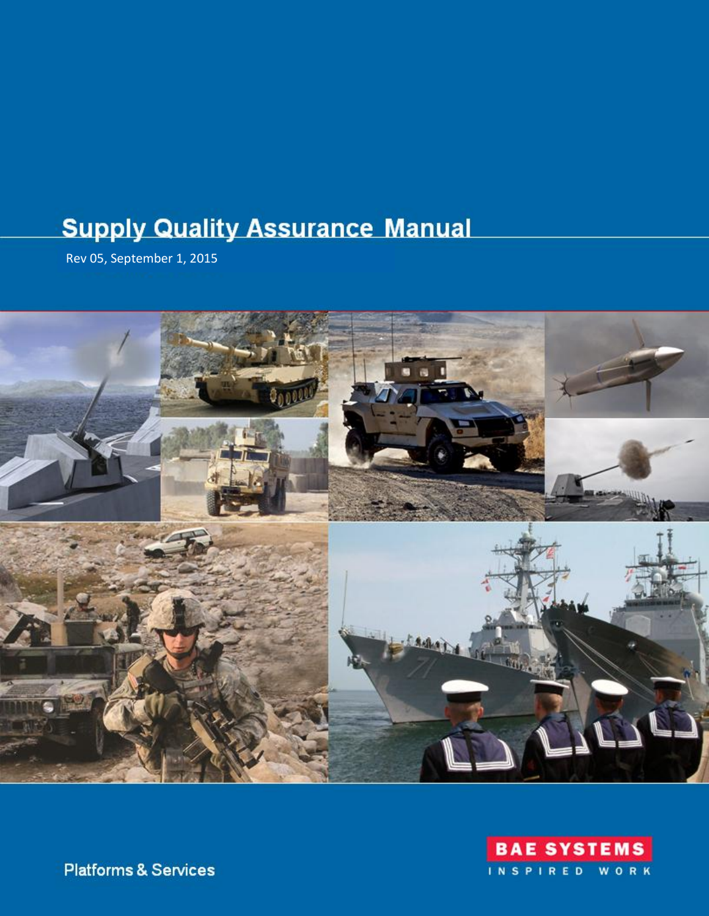# Supply Quality Assurance Manual

Rev 05, September 1, 2015

Platforms & Services

BAE SYSTEMS

INSPIRED WORK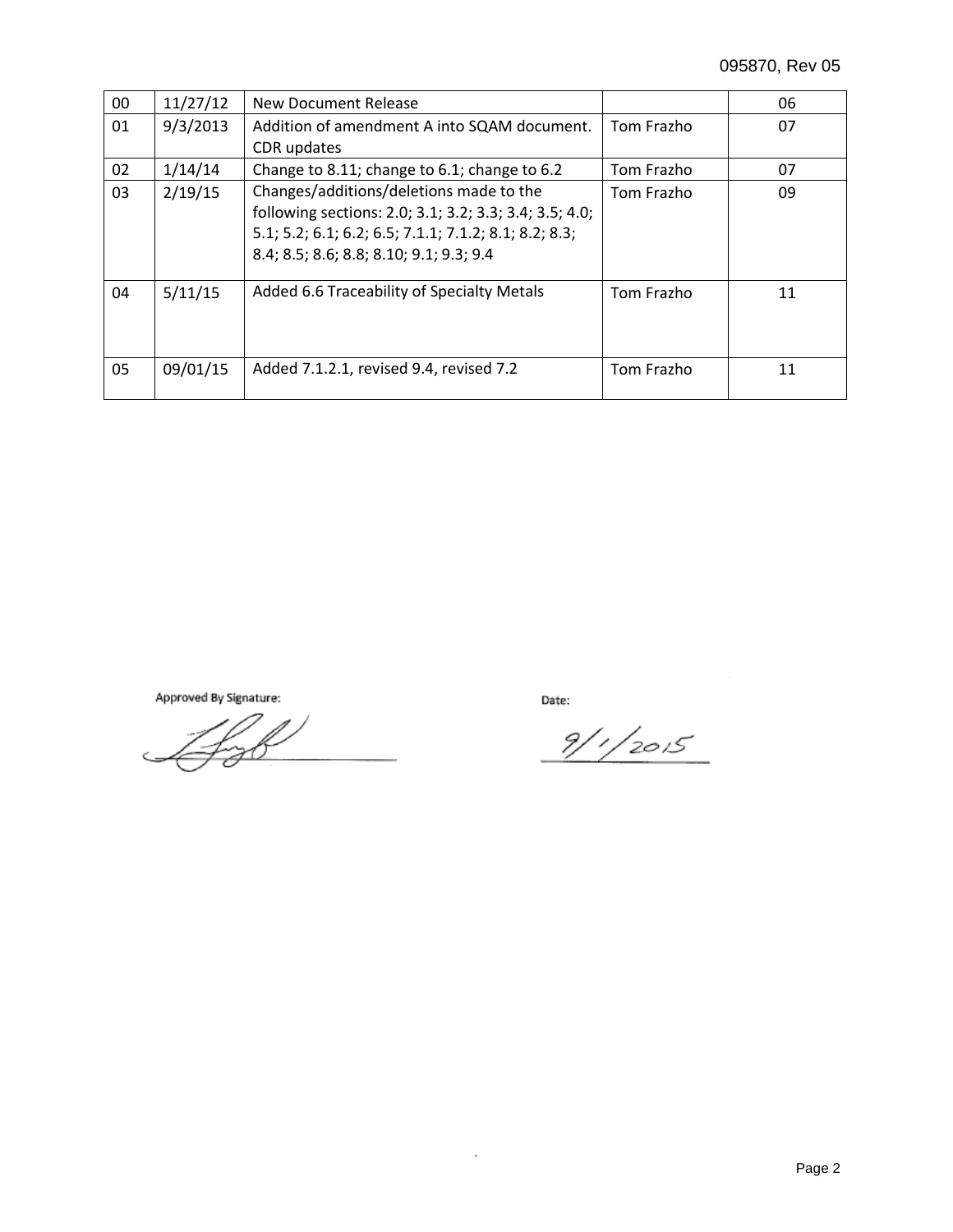| 00 | 11/27/12 | New Document Release | | 06 |
|---|---|---|---|---|
| 01 | 9/3/2013 | Addition of amendment A into SQAM document. CDR updates | Tom Frazho | 07 |
| 02 | 1/14/14 | Change to 8.11; change to 6.1; change to 6.2 | Tom Frazho | 07 |
| 03 | 2/19/15 | Changes/additions/deletions made to the following sections: 2.0; 3.1; 3.2; 3.3; 3.4; 3.5; 4.0; 5.1; 5.2; 6.1; 6.2; 6.5; 7.1.1; 7.1.2; 8.1; 8.2; 8.3; 8.4; 8.5; 8.6; 8.8; 8.10; 9.1; 9.3; 9.4 | Tom Frazho | 09 |
| 04 | 5/11/15 | Added 6.6 Traceability of Specialty Metals | Tom Frazho | 11 |
| 05 | 09/01/15 | Added 7.1.2.1, revised 9.4, revised 7.2 | Tom Frazho | 11 |

Approved By Signature: ____________________

Date: 9/1/2015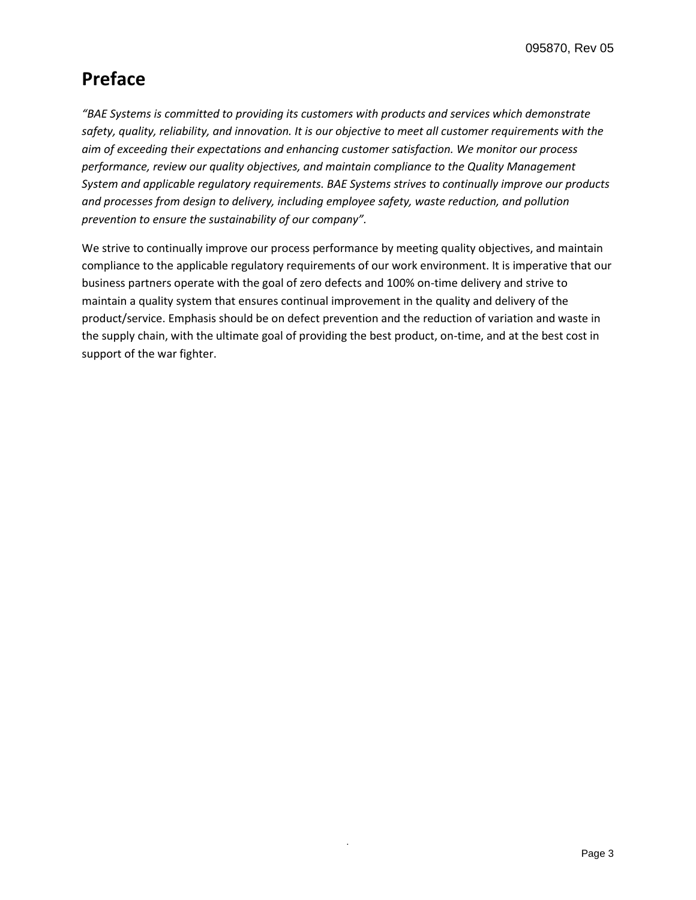# Preface

*"BAE Systems is committed to providing its customers with products and services which demonstrate safety, quality, reliability, and innovation. It is our objective to meet all customer requirements with the aim of exceeding their expectations and enhancing customer satisfaction. We monitor our process performance, review our quality objectives, and maintain compliance to the Quality Management System and applicable regulatory requirements. BAE Systems strives to continually improve our products and processes from design to delivery, including employee safety, waste reduction, and pollution prevention to ensure the sustainability of our company".*

We strive to continually improve our process performance by meeting quality objectives, and maintain compliance to the applicable regulatory requirements of our work environment. It is imperative that our business partners operate with the goal of zero defects and 100% on-time delivery and strive to maintain a quality system that ensures continual improvement in the quality and delivery of the product/service. Emphasis should be on defect prevention and the reduction of variation and waste in the supply chain, with the ultimate goal of providing the best product, on-time, and at the best cost in support of the war fighter.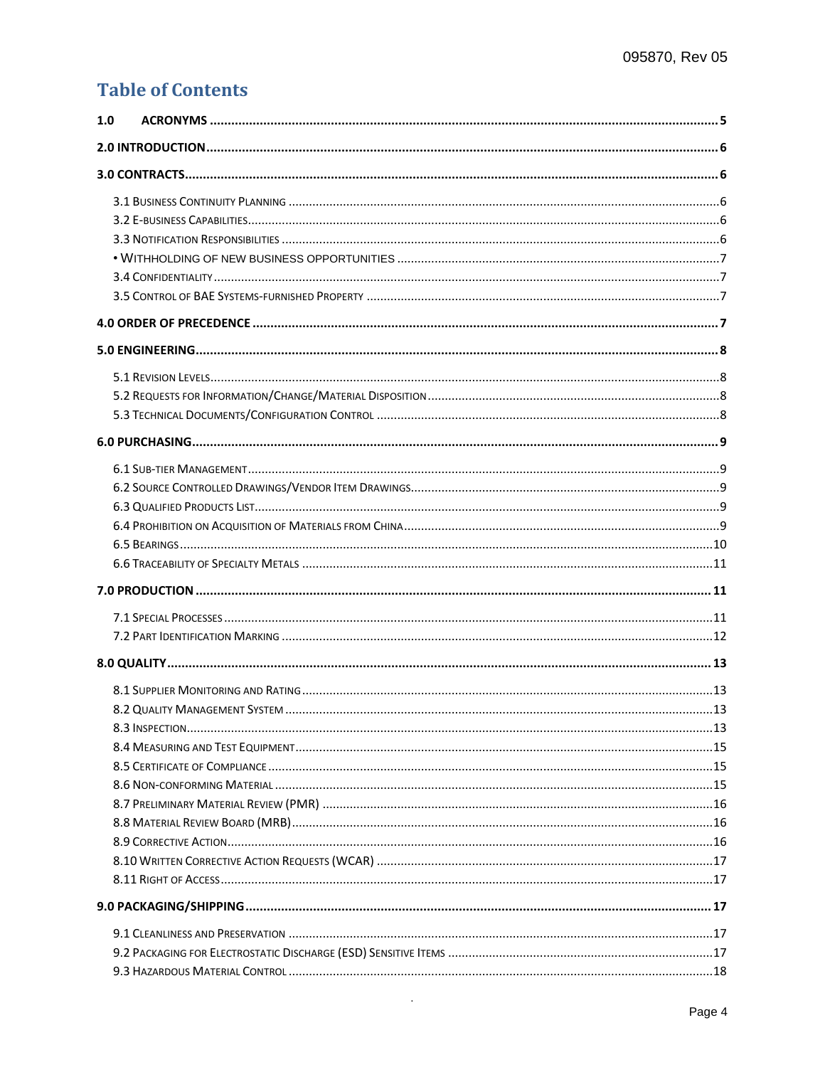# Table of Contents

1.0 ACRONYMS ..... 5

2.0 INTRODUCTION ..... 6

3.0 CONTRACTS ..... 6

- 3.1 Business Continuity Planning ..... 6
- 3.2 E-business Capabilities ..... 6
- 3.3 Notification Responsibilities ..... 6
- • Withholding of new business opportunities ..... 7
- 3.4 Confidentiality ..... 7
- 3.5 Control of BAE Systems-furnished Property ..... 7

4.0 ORDER OF PRECEDENCE ..... 7

5.0 ENGINEERING ..... 8

- 5.1 Revision Levels ..... 8
- 5.2 Requests for Information/Change/Material Disposition ..... 8
- 5.3 Technical Documents/Configuration Control ..... 8

6.0 PURCHASING ..... 9

- 6.1 Sub-tier Management ..... 9
- 6.2 Source Controlled Drawings/Vendor Item Drawings ..... 9
- 6.3 Qualified Products List ..... 9
- 6.4 Prohibition on Acquisition of Materials from China ..... 9
- 6.5 Bearings ..... 10
- 6.6 Traceability of Specialty Metals ..... 11

7.0 PRODUCTION ..... 11

- 7.1 Special Processes ..... 11
- 7.2 Part Identification Marking ..... 12

8.0 QUALITY ..... 13

- 8.1 Supplier Monitoring and Rating ..... 13
- 8.2 Quality Management System ..... 13
- 8.3 Inspection ..... 13
- 8.4 Measuring and Test Equipment ..... 15
- 8.5 Certificate of Compliance ..... 15
- 8.6 Non-conforming Material ..... 15
- 8.7 Preliminary Material Review (PMR) ..... 16
- 8.8 Material Review Board (MRB) ..... 16
- 8.9 Corrective Action ..... 16
- 8.10 Written Corrective Action Requests (WCAR) ..... 17
- 8.11 Right of Access ..... 17

9.0 PACKAGING/SHIPPING ..... 17

- 9.1 Cleanliness and Preservation ..... 17
- 9.2 Packaging for Electrostatic Discharge (ESD) Sensitive Items ..... 17
- 9.3 Hazardous Material Control ..... 18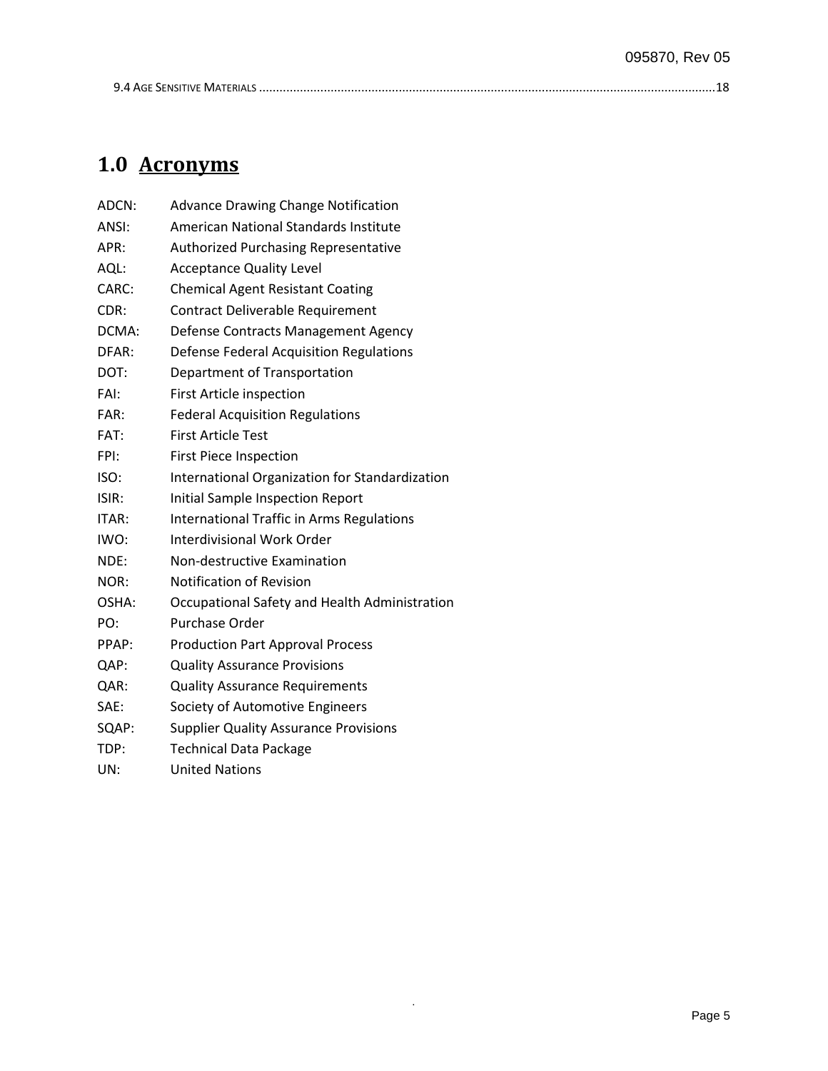9.4 Age Sensitive Materials ....................................................................................................................................18

# 1.0 Acronyms

ADCN: Advance Drawing Change Notification
ANSI: American National Standards Institute
APR: Authorized Purchasing Representative
AQL: Acceptance Quality Level
CARC: Chemical Agent Resistant Coating
CDR: Contract Deliverable Requirement
DCMA: Defense Contracts Management Agency
DFAR: Defense Federal Acquisition Regulations
DOT: Department of Transportation
FAI: First Article inspection
FAR: Federal Acquisition Regulations
FAT: First Article Test
FPI: First Piece Inspection
ISO: International Organization for Standardization
ISIR: Initial Sample Inspection Report
ITAR: International Traffic in Arms Regulations
IWO: Interdivisional Work Order
NDE: Non-destructive Examination
NOR: Notification of Revision
OSHA: Occupational Safety and Health Administration
PO: Purchase Order
PPAP: Production Part Approval Process
QAP: Quality Assurance Provisions
QAR: Quality Assurance Requirements
SAE: Society of Automotive Engineers
SQAP: Supplier Quality Assurance Provisions
TDP: Technical Data Package
UN: United Nations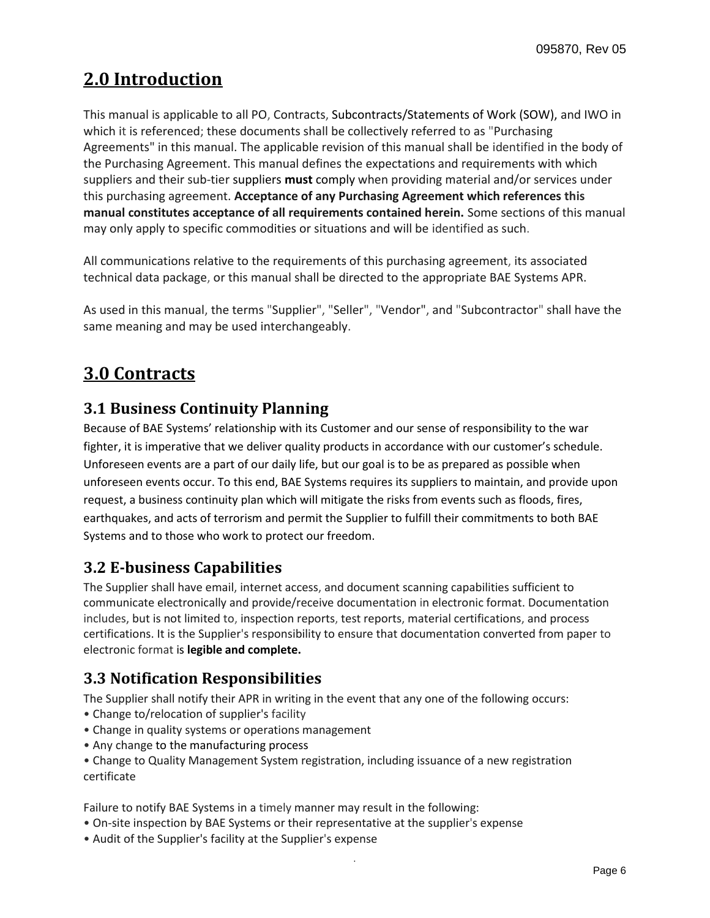# 2.0 Introduction

This manual is applicable to all PO, Contracts, Subcontracts/Statements of Work (SOW), and IWO in which it is referenced; these documents shall be collectively referred to as "Purchasing Agreements" in this manual. The applicable revision of this manual shall be identified in the body of the Purchasing Agreement. This manual defines the expectations and requirements with which suppliers and their sub-tier suppliers **must** comply when providing material and/or services under this purchasing agreement. **Acceptance of any Purchasing Agreement which references this manual constitutes acceptance of all requirements contained herein.** Some sections of this manual may only apply to specific commodities or situations and will be identified as such.

All communications relative to the requirements of this purchasing agreement, its associated technical data package, or this manual shall be directed to the appropriate BAE Systems APR.

As used in this manual, the terms "Supplier", "Seller", "Vendor", and "Subcontractor" shall have the same meaning and may be used interchangeably.

# 3.0 Contracts

## 3.1 Business Continuity Planning

Because of BAE Systems' relationship with its Customer and our sense of responsibility to the war fighter, it is imperative that we deliver quality products in accordance with our customer's schedule. Unforeseen events are a part of our daily life, but our goal is to be as prepared as possible when unforeseen events occur. To this end, BAE Systems requires its suppliers to maintain, and provide upon request, a business continuity plan which will mitigate the risks from events such as floods, fires, earthquakes, and acts of terrorism and permit the Supplier to fulfill their commitments to both BAE Systems and to those who work to protect our freedom.

## 3.2 E-business Capabilities

The Supplier shall have email, internet access, and document scanning capabilities sufficient to communicate electronically and provide/receive documentation in electronic format. Documentation includes, but is not limited to, inspection reports, test reports, material certifications, and process certifications. It is the Supplier's responsibility to ensure that documentation converted from paper to electronic format is **legible and complete.**

## 3.3 Notification Responsibilities

The Supplier shall notify their APR in writing in the event that any one of the following occurs:

- Change to/relocation of supplier's facility
- Change in quality systems or operations management
- Any change to the manufacturing process
- Change to Quality Management System registration, including issuance of a new registration certificate

Failure to notify BAE Systems in a timely manner may result in the following:

- On-site inspection by BAE Systems or their representative at the supplier's expense
- Audit of the Supplier's facility at the Supplier's expense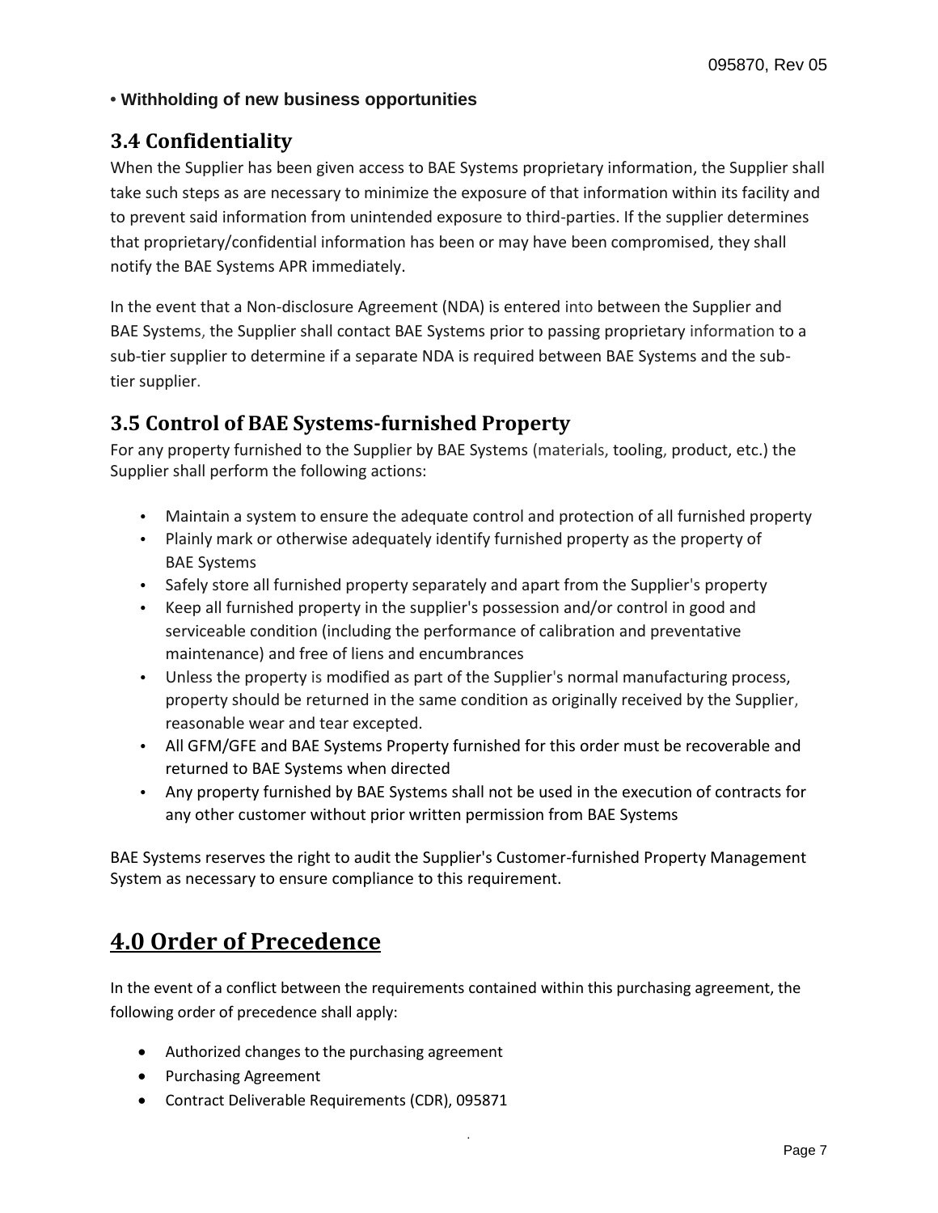- **Withholding of new business opportunities**

### 3.4 Confidentiality

When the Supplier has been given access to BAE Systems proprietary information, the Supplier shall take such steps as are necessary to minimize the exposure of that information within its facility and to prevent said information from unintended exposure to third-parties. If the supplier determines that proprietary/confidential information has been or may have been compromised, they shall notify the BAE Systems APR immediately.

In the event that a Non-disclosure Agreement (NDA) is entered into between the Supplier and BAE Systems, the Supplier shall contact BAE Systems prior to passing proprietary information to a sub-tier supplier to determine if a separate NDA is required between BAE Systems and the sub-tier supplier.

### 3.5 Control of BAE Systems-furnished Property

For any property furnished to the Supplier by BAE Systems (materials, tooling, product, etc.) the Supplier shall perform the following actions:

- Maintain a system to ensure the adequate control and protection of all furnished property
- Plainly mark or otherwise adequately identify furnished property as the property of BAE Systems
- Safely store all furnished property separately and apart from the Supplier's property
- Keep all furnished property in the supplier's possession and/or control in good and serviceable condition (including the performance of calibration and preventative maintenance) and free of liens and encumbrances
- Unless the property is modified as part of the Supplier's normal manufacturing process, property should be returned in the same condition as originally received by the Supplier, reasonable wear and tear excepted.
- All GFM/GFE and BAE Systems Property furnished for this order must be recoverable and returned to BAE Systems when directed
- Any property furnished by BAE Systems shall not be used in the execution of contracts for any other customer without prior written permission from BAE Systems

BAE Systems reserves the right to audit the Supplier's Customer-furnished Property Management System as necessary to ensure compliance to this requirement.

## 4.0 Order of Precedence

In the event of a conflict between the requirements contained within this purchasing agreement, the following order of precedence shall apply:

- Authorized changes to the purchasing agreement
- Purchasing Agreement
- Contract Deliverable Requirements (CDR), 095871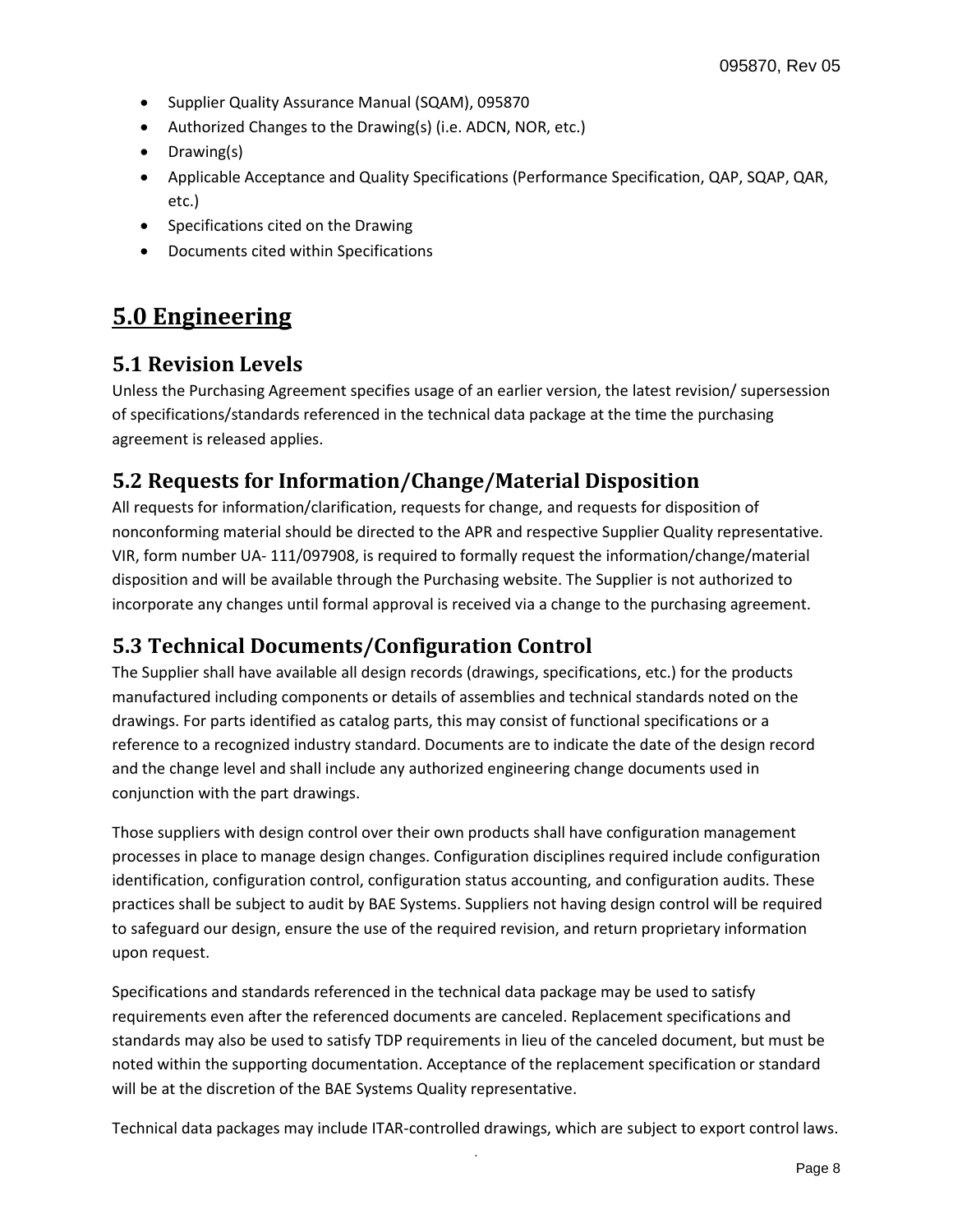- Supplier Quality Assurance Manual (SQAM), 095870
- Authorized Changes to the Drawing(s) (i.e. ADCN, NOR, etc.)
- Drawing(s)
- Applicable Acceptance and Quality Specifications (Performance Specification, QAP, SQAP, QAR, etc.)
- Specifications cited on the Drawing
- Documents cited within Specifications

# 5.0 Engineering

## 5.1 Revision Levels

Unless the Purchasing Agreement specifies usage of an earlier version, the latest revision/ supersession of specifications/standards referenced in the technical data package at the time the purchasing agreement is released applies.

## 5.2 Requests for Information/Change/Material Disposition

All requests for information/clarification, requests for change, and requests for disposition of nonconforming material should be directed to the APR and respective Supplier Quality representative. VIR, form number UA- 111/097908, is required to formally request the information/change/material disposition and will be available through the Purchasing website. The Supplier is not authorized to incorporate any changes until formal approval is received via a change to the purchasing agreement.

## 5.3 Technical Documents/Configuration Control

The Supplier shall have available all design records (drawings, specifications, etc.) for the products manufactured including components or details of assemblies and technical standards noted on the drawings. For parts identified as catalog parts, this may consist of functional specifications or a reference to a recognized industry standard. Documents are to indicate the date of the design record and the change level and shall include any authorized engineering change documents used in conjunction with the part drawings.

Those suppliers with design control over their own products shall have configuration management processes in place to manage design changes. Configuration disciplines required include configuration identification, configuration control, configuration status accounting, and configuration audits. These practices shall be subject to audit by BAE Systems. Suppliers not having design control will be required to safeguard our design, ensure the use of the required revision, and return proprietary information upon request.

Specifications and standards referenced in the technical data package may be used to satisfy requirements even after the referenced documents are canceled. Replacement specifications and standards may also be used to satisfy TDP requirements in lieu of the canceled document, but must be noted within the supporting documentation. Acceptance of the replacement specification or standard will be at the discretion of the BAE Systems Quality representative.

Technical data packages may include ITAR-controlled drawings, which are subject to export control laws.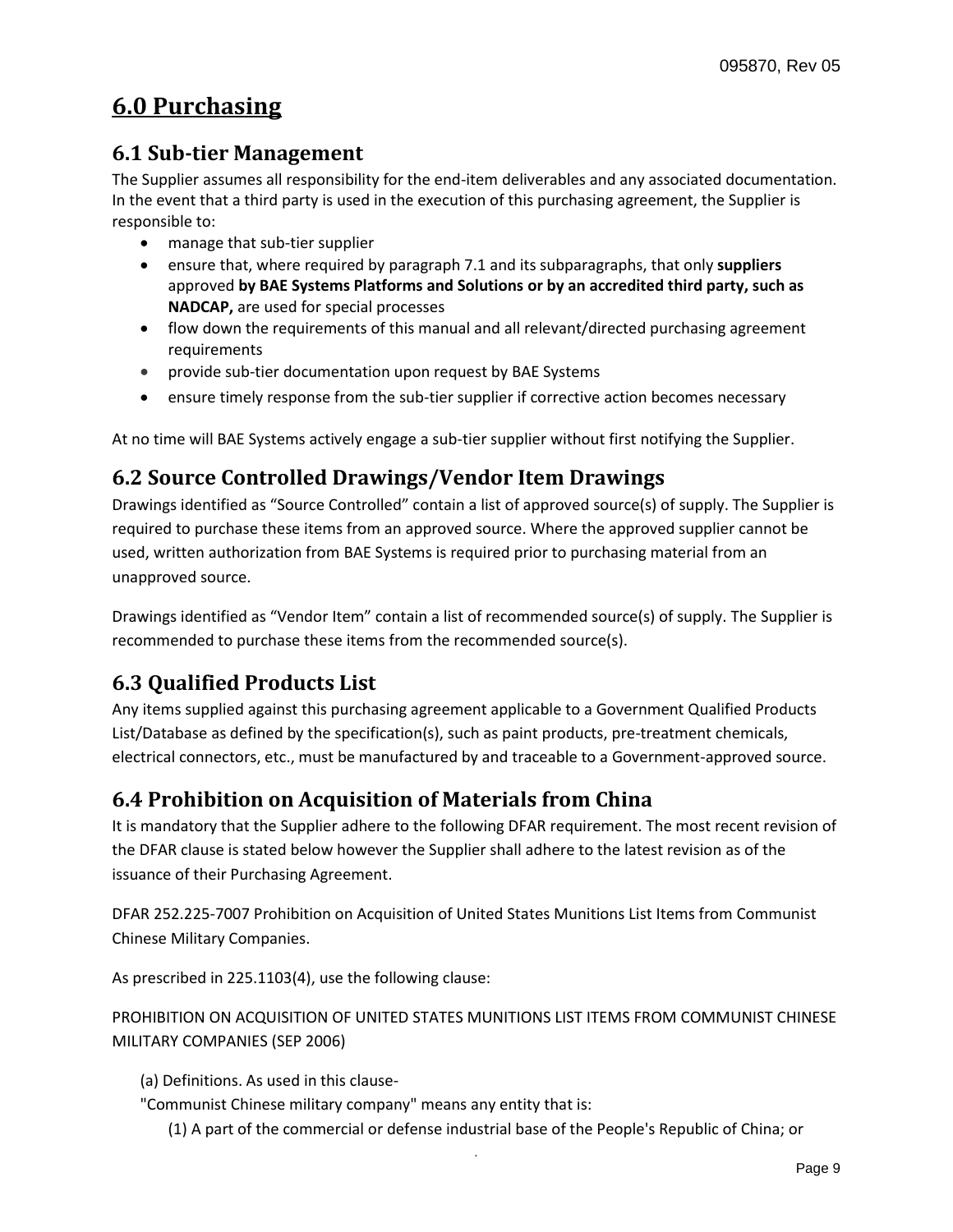# 6.0 Purchasing

## 6.1 Sub-tier Management

The Supplier assumes all responsibility for the end-item deliverables and any associated documentation. In the event that a third party is used in the execution of this purchasing agreement, the Supplier is responsible to:

- manage that sub-tier supplier
- ensure that, where required by paragraph 7.1 and its subparagraphs, that only **suppliers** approved **by BAE Systems Platforms and Solutions or by an accredited third party, such as NADCAP,** are used for special processes
- flow down the requirements of this manual and all relevant/directed purchasing agreement requirements
- provide sub-tier documentation upon request by BAE Systems
- ensure timely response from the sub-tier supplier if corrective action becomes necessary

At no time will BAE Systems actively engage a sub-tier supplier without first notifying the Supplier.

## 6.2 Source Controlled Drawings/Vendor Item Drawings

Drawings identified as "Source Controlled" contain a list of approved source(s) of supply. The Supplier is required to purchase these items from an approved source. Where the approved supplier cannot be used, written authorization from BAE Systems is required prior to purchasing material from an unapproved source.

Drawings identified as "Vendor Item" contain a list of recommended source(s) of supply. The Supplier is recommended to purchase these items from the recommended source(s).

## 6.3 Qualified Products List

Any items supplied against this purchasing agreement applicable to a Government Qualified Products List/Database as defined by the specification(s), such as paint products, pre-treatment chemicals, electrical connectors, etc., must be manufactured by and traceable to a Government-approved source.

## 6.4 Prohibition on Acquisition of Materials from China

It is mandatory that the Supplier adhere to the following DFAR requirement. The most recent revision of the DFAR clause is stated below however the Supplier shall adhere to the latest revision as of the issuance of their Purchasing Agreement.

DFAR 252.225-7007 Prohibition on Acquisition of United States Munitions List Items from Communist Chinese Military Companies.

As prescribed in 225.1103(4), use the following clause:

PROHIBITION ON ACQUISITION OF UNITED STATES MUNITIONS LIST ITEMS FROM COMMUNIST CHINESE MILITARY COMPANIES (SEP 2006)

(a) Definitions. As used in this clause-

"Communist Chinese military company" means any entity that is:

(1) A part of the commercial or defense industrial base of the People's Republic of China; or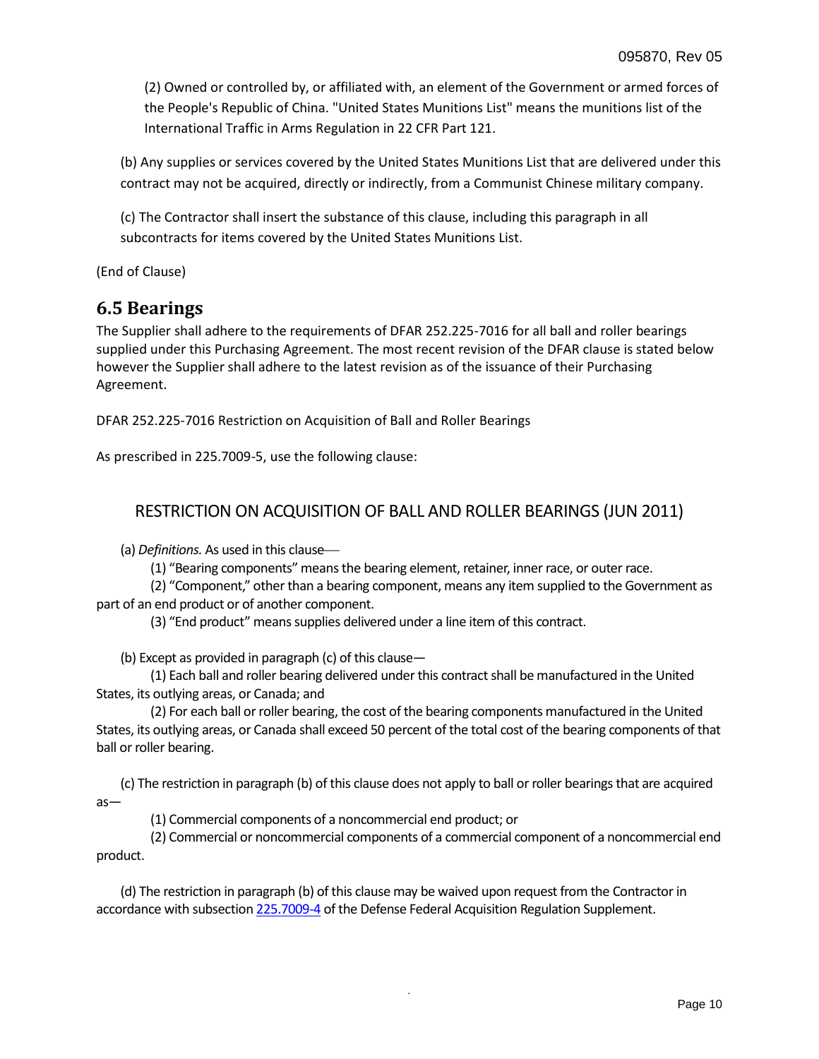(2) Owned or controlled by, or affiliated with, an element of the Government or armed forces of the People's Republic of China. "United States Munitions List" means the munitions list of the International Traffic in Arms Regulation in 22 CFR Part 121.

(b) Any supplies or services covered by the United States Munitions List that are delivered under this contract may not be acquired, directly or indirectly, from a Communist Chinese military company.

(c) The Contractor shall insert the substance of this clause, including this paragraph in all subcontracts for items covered by the United States Munitions List.

(End of Clause)

## 6.5 Bearings

The Supplier shall adhere to the requirements of DFAR 252.225-7016 for all ball and roller bearings supplied under this Purchasing Agreement. The most recent revision of the DFAR clause is stated below however the Supplier shall adhere to the latest revision as of the issuance of their Purchasing Agreement.

DFAR 252.225-7016 Restriction on Acquisition of Ball and Roller Bearings

As prescribed in 225.7009-5, use the following clause:

### RESTRICTION ON ACQUISITION OF BALL AND ROLLER BEARINGS (JUN 2011)

(a) *Definitions.* As used in this clause—

(1) "Bearing components" means the bearing element, retainer, inner race, or outer race.

(2) "Component," other than a bearing component, means any item supplied to the Government as part of an end product or of another component.

(3) "End product" means supplies delivered under a line item of this contract.

(b) Except as provided in paragraph (c) of this clause—

(1) Each ball and roller bearing delivered under this contract shall be manufactured in the United States, its outlying areas, or Canada; and

(2) For each ball or roller bearing, the cost of the bearing components manufactured in the United States, its outlying areas, or Canada shall exceed 50 percent of the total cost of the bearing components of that ball or roller bearing.

(c) The restriction in paragraph (b) of this clause does not apply to ball or roller bearings that are acquired as—

(1) Commercial components of a noncommercial end product; or

(2) Commercial or noncommercial components of a commercial component of a noncommercial end product.

(d) The restriction in paragraph (b) of this clause may be waived upon request from the Contractor in accordance with subsection 225.7009-4 of the Defense Federal Acquisition Regulation Supplement.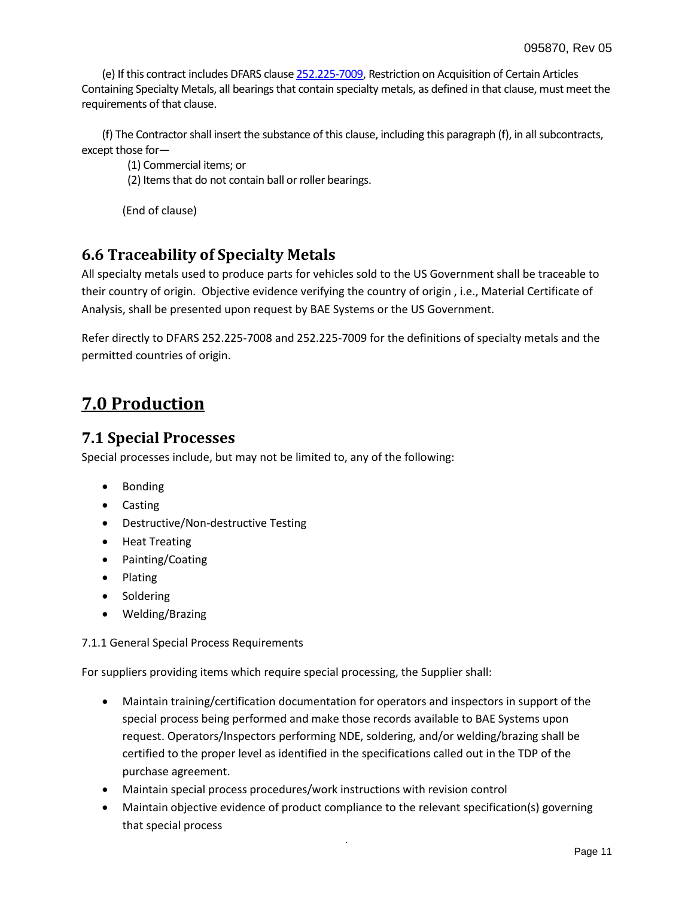(e) If this contract includes DFARS clause [252.225-7009](252.225-7009), Restriction on Acquisition of Certain Articles Containing Specialty Metals, all bearings that contain specialty metals, as defined in that clause, must meet the requirements of that clause.

(f) The Contractor shall insert the substance of this clause, including this paragraph (f), in all subcontracts, except those for—

(1) Commercial items; or

(2) Items that do not contain ball or roller bearings.

(End of clause)

## 6.6 Traceability of Specialty Metals

All specialty metals used to produce parts for vehicles sold to the US Government shall be traceable to their country of origin. Objective evidence verifying the country of origin , i.e., Material Certificate of Analysis, shall be presented upon request by BAE Systems or the US Government.

Refer directly to DFARS 252.225-7008 and 252.225-7009 for the definitions of specialty metals and the permitted countries of origin.

# 7.0 Production

## 7.1 Special Processes

Special processes include, but may not be limited to, any of the following:

- Bonding
- Casting
- Destructive/Non-destructive Testing
- Heat Treating
- Painting/Coating
- Plating
- Soldering
- Welding/Brazing

7.1.1 General Special Process Requirements

For suppliers providing items which require special processing, the Supplier shall:

- Maintain training/certification documentation for operators and inspectors in support of the special process being performed and make those records available to BAE Systems upon request. Operators/Inspectors performing NDE, soldering, and/or welding/brazing shall be certified to the proper level as identified in the specifications called out in the TDP of the purchase agreement.
- Maintain special process procedures/work instructions with revision control
- Maintain objective evidence of product compliance to the relevant specification(s) governing that special process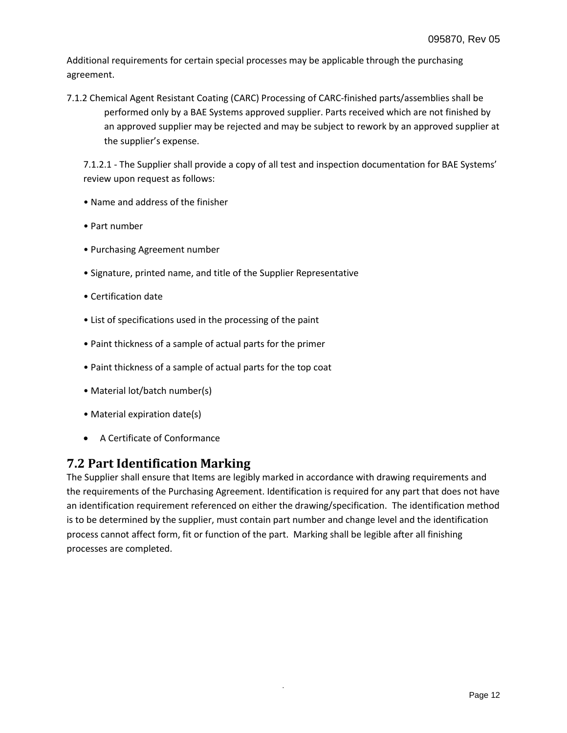Additional requirements for certain special processes may be applicable through the purchasing agreement.

7.1.2 Chemical Agent Resistant Coating (CARC) Processing of CARC-finished parts/assemblies shall be performed only by a BAE Systems approved supplier. Parts received which are not finished by an approved supplier may be rejected and may be subject to rework by an approved supplier at the supplier's expense.

7.1.2.1 - The Supplier shall provide a copy of all test and inspection documentation for BAE Systems' review upon request as follows:

- Name and address of the finisher
- Part number
- Purchasing Agreement number
- Signature, printed name, and title of the Supplier Representative
- Certification date
- List of specifications used in the processing of the paint
- Paint thickness of a sample of actual parts for the primer
- Paint thickness of a sample of actual parts for the top coat
- Material lot/batch number(s)
- Material expiration date(s)
- A Certificate of Conformance

## 7.2 Part Identification Marking

The Supplier shall ensure that Items are legibly marked in accordance with drawing requirements and the requirements of the Purchasing Agreement. Identification is required for any part that does not have an identification requirement referenced on either the drawing/specification. The identification method is to be determined by the supplier, must contain part number and change level and the identification process cannot affect form, fit or function of the part. Marking shall be legible after all finishing processes are completed.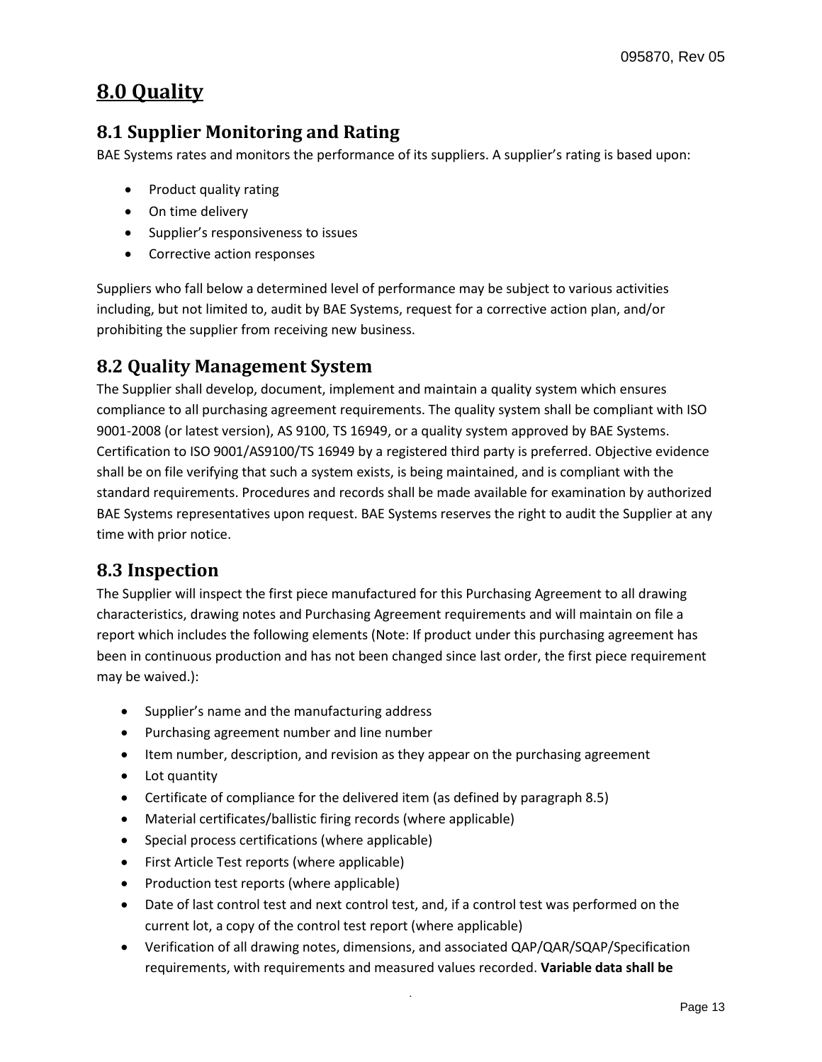# 8.0 Quality

## 8.1 Supplier Monitoring and Rating

BAE Systems rates and monitors the performance of its suppliers. A supplier's rating is based upon:

- Product quality rating
- On time delivery
- Supplier's responsiveness to issues
- Corrective action responses

Suppliers who fall below a determined level of performance may be subject to various activities including, but not limited to, audit by BAE Systems, request for a corrective action plan, and/or prohibiting the supplier from receiving new business.

## 8.2 Quality Management System

The Supplier shall develop, document, implement and maintain a quality system which ensures compliance to all purchasing agreement requirements. The quality system shall be compliant with ISO 9001-2008 (or latest version), AS 9100, TS 16949, or a quality system approved by BAE Systems. Certification to ISO 9001/AS9100/TS 16949 by a registered third party is preferred. Objective evidence shall be on file verifying that such a system exists, is being maintained, and is compliant with the standard requirements. Procedures and records shall be made available for examination by authorized BAE Systems representatives upon request. BAE Systems reserves the right to audit the Supplier at any time with prior notice.

## 8.3 Inspection

The Supplier will inspect the first piece manufactured for this Purchasing Agreement to all drawing characteristics, drawing notes and Purchasing Agreement requirements and will maintain on file a report which includes the following elements (Note: If product under this purchasing agreement has been in continuous production and has not been changed since last order, the first piece requirement may be waived.):

- Supplier's name and the manufacturing address
- Purchasing agreement number and line number
- Item number, description, and revision as they appear on the purchasing agreement
- Lot quantity
- Certificate of compliance for the delivered item (as defined by paragraph 8.5)
- Material certificates/ballistic firing records (where applicable)
- Special process certifications (where applicable)
- First Article Test reports (where applicable)
- Production test reports (where applicable)
- Date of last control test and next control test, and, if a control test was performed on the current lot, a copy of the control test report (where applicable)
- Verification of all drawing notes, dimensions, and associated QAP/QAR/SQAP/Specification requirements, with requirements and measured values recorded. **Variable data shall be**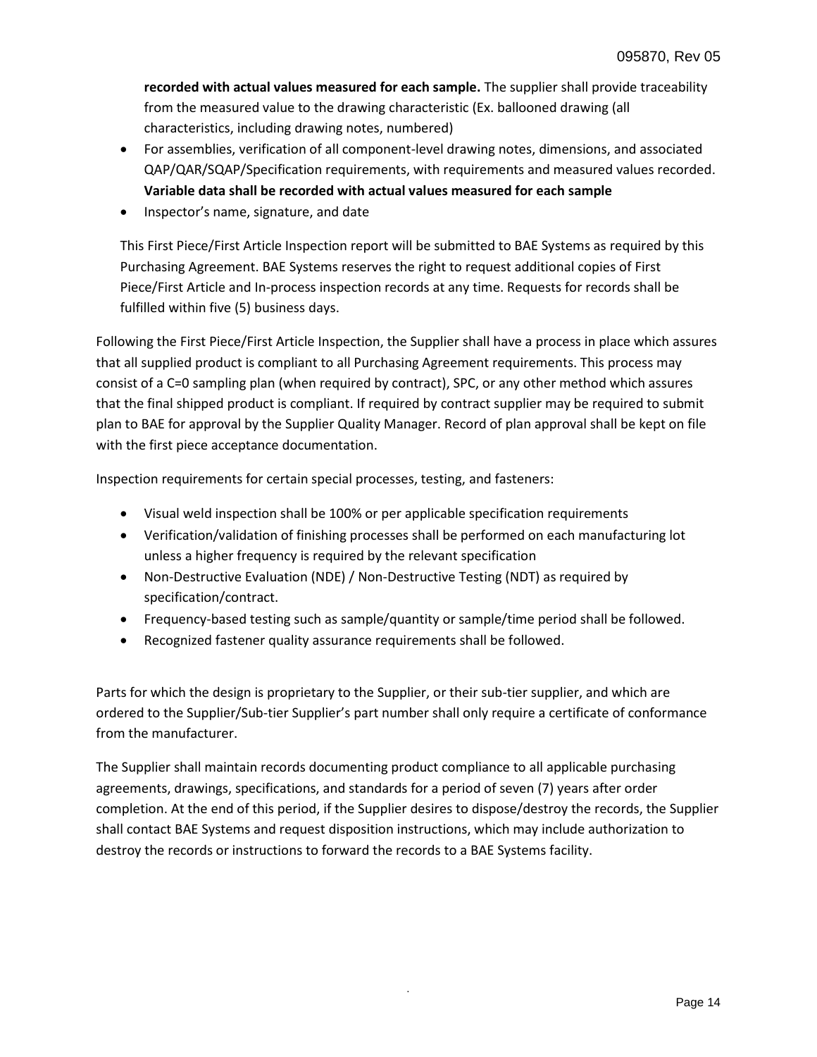**recorded with actual values measured for each sample.** The supplier shall provide traceability from the measured value to the drawing characteristic (Ex. ballooned drawing (all characteristics, including drawing notes, numbered)

- For assemblies, verification of all component-level drawing notes, dimensions, and associated QAP/QAR/SQAP/Specification requirements, with requirements and measured values recorded. **Variable data shall be recorded with actual values measured for each sample**
- Inspector's name, signature, and date

This First Piece/First Article Inspection report will be submitted to BAE Systems as required by this Purchasing Agreement. BAE Systems reserves the right to request additional copies of First Piece/First Article and In-process inspection records at any time. Requests for records shall be fulfilled within five (5) business days.

Following the First Piece/First Article Inspection, the Supplier shall have a process in place which assures that all supplied product is compliant to all Purchasing Agreement requirements. This process may consist of a C=0 sampling plan (when required by contract), SPC, or any other method which assures that the final shipped product is compliant. If required by contract supplier may be required to submit plan to BAE for approval by the Supplier Quality Manager. Record of plan approval shall be kept on file with the first piece acceptance documentation.

Inspection requirements for certain special processes, testing, and fasteners:

- Visual weld inspection shall be 100% or per applicable specification requirements
- Verification/validation of finishing processes shall be performed on each manufacturing lot unless a higher frequency is required by the relevant specification
- Non-Destructive Evaluation (NDE) / Non-Destructive Testing (NDT) as required by specification/contract.
- Frequency-based testing such as sample/quantity or sample/time period shall be followed.
- Recognized fastener quality assurance requirements shall be followed.

Parts for which the design is proprietary to the Supplier, or their sub-tier supplier, and which are ordered to the Supplier/Sub-tier Supplier's part number shall only require a certificate of conformance from the manufacturer.

The Supplier shall maintain records documenting product compliance to all applicable purchasing agreements, drawings, specifications, and standards for a period of seven (7) years after order completion. At the end of this period, if the Supplier desires to dispose/destroy the records, the Supplier shall contact BAE Systems and request disposition instructions, which may include authorization to destroy the records or instructions to forward the records to a BAE Systems facility.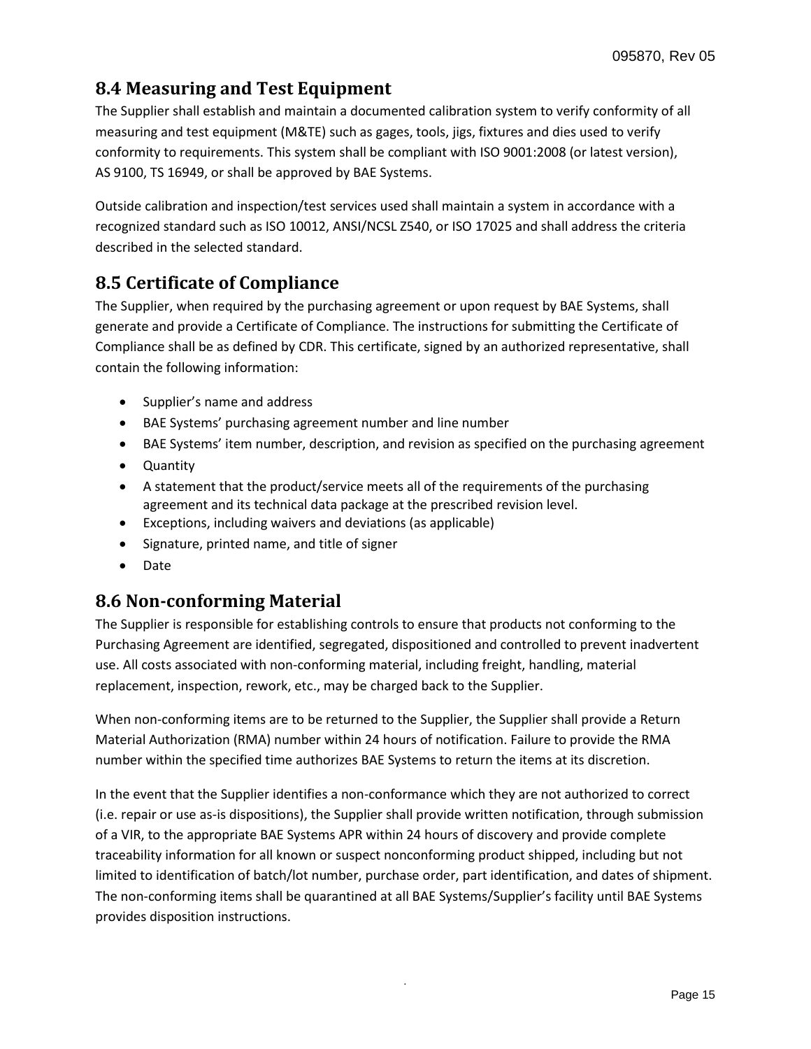## 8.4 Measuring and Test Equipment

The Supplier shall establish and maintain a documented calibration system to verify conformity of all measuring and test equipment (M&TE) such as gages, tools, jigs, fixtures and dies used to verify conformity to requirements. This system shall be compliant with ISO 9001:2008 (or latest version), AS 9100, TS 16949, or shall be approved by BAE Systems.

Outside calibration and inspection/test services used shall maintain a system in accordance with a recognized standard such as ISO 10012, ANSI/NCSL Z540, or ISO 17025 and shall address the criteria described in the selected standard.

## 8.5 Certificate of Compliance

The Supplier, when required by the purchasing agreement or upon request by BAE Systems, shall generate and provide a Certificate of Compliance. The instructions for submitting the Certificate of Compliance shall be as defined by CDR. This certificate, signed by an authorized representative, shall contain the following information:

- Supplier's name and address
- BAE Systems' purchasing agreement number and line number
- BAE Systems' item number, description, and revision as specified on the purchasing agreement
- Quantity
- A statement that the product/service meets all of the requirements of the purchasing agreement and its technical data package at the prescribed revision level.
- Exceptions, including waivers and deviations (as applicable)
- Signature, printed name, and title of signer
- Date

## 8.6 Non-conforming Material

The Supplier is responsible for establishing controls to ensure that products not conforming to the Purchasing Agreement are identified, segregated, dispositioned and controlled to prevent inadvertent use. All costs associated with non-conforming material, including freight, handling, material replacement, inspection, rework, etc., may be charged back to the Supplier.

When non-conforming items are to be returned to the Supplier, the Supplier shall provide a Return Material Authorization (RMA) number within 24 hours of notification. Failure to provide the RMA number within the specified time authorizes BAE Systems to return the items at its discretion.

In the event that the Supplier identifies a non-conformance which they are not authorized to correct (i.e. repair or use as-is dispositions), the Supplier shall provide written notification, through submission of a VIR, to the appropriate BAE Systems APR within 24 hours of discovery and provide complete traceability information for all known or suspect nonconforming product shipped, including but not limited to identification of batch/lot number, purchase order, part identification, and dates of shipment. The non-conforming items shall be quarantined at all BAE Systems/Supplier's facility until BAE Systems provides disposition instructions.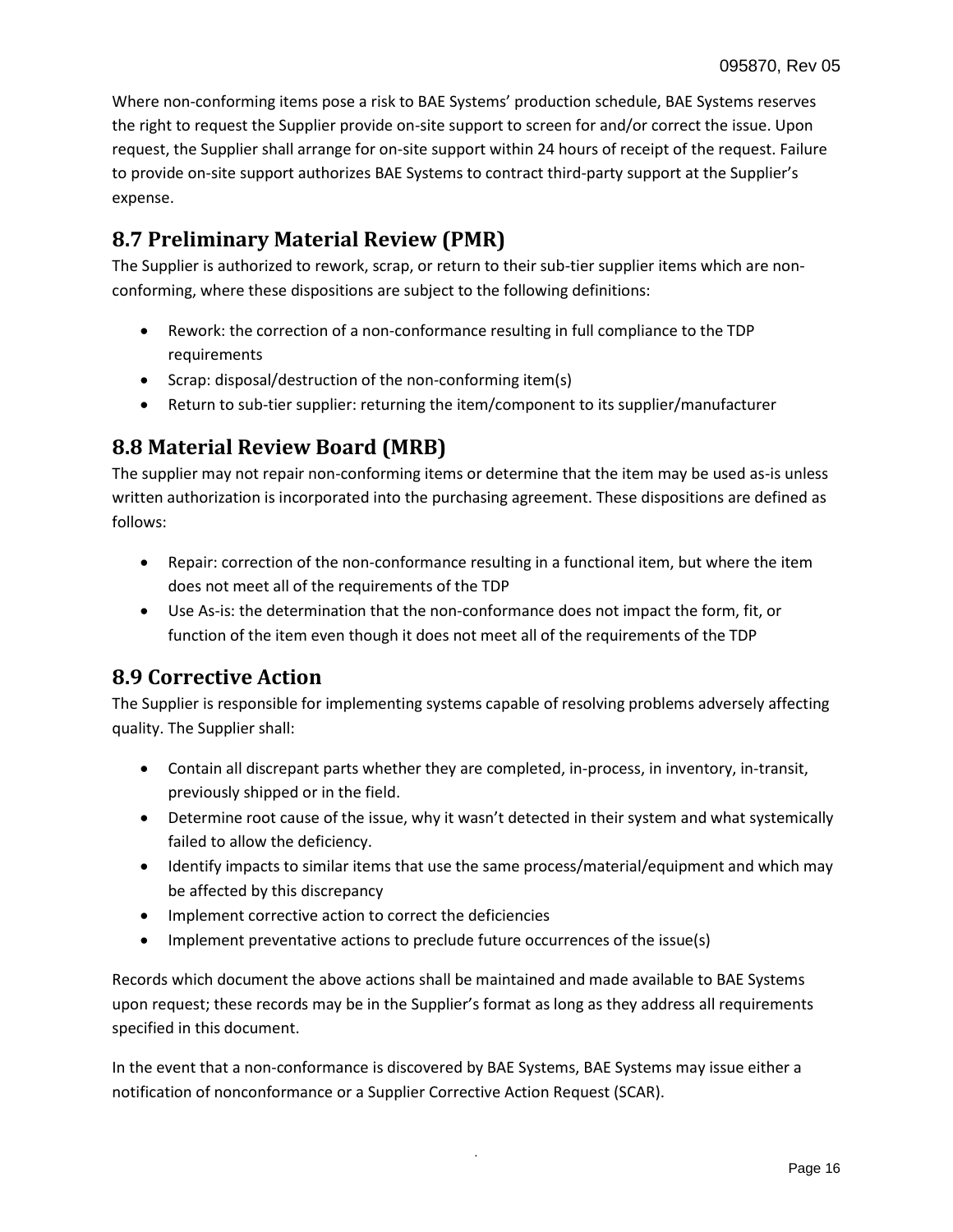Where non-conforming items pose a risk to BAE Systems' production schedule, BAE Systems reserves the right to request the Supplier provide on-site support to screen for and/or correct the issue. Upon request, the Supplier shall arrange for on-site support within 24 hours of receipt of the request. Failure to provide on-site support authorizes BAE Systems to contract third-party support at the Supplier's expense.

## 8.7 Preliminary Material Review (PMR)

The Supplier is authorized to rework, scrap, or return to their sub-tier supplier items which are non-conforming, where these dispositions are subject to the following definitions:

- Rework: the correction of a non-conformance resulting in full compliance to the TDP requirements
- Scrap: disposal/destruction of the non-conforming item(s)
- Return to sub-tier supplier: returning the item/component to its supplier/manufacturer

## 8.8 Material Review Board (MRB)

The supplier may not repair non-conforming items or determine that the item may be used as-is unless written authorization is incorporated into the purchasing agreement. These dispositions are defined as follows:

- Repair: correction of the non-conformance resulting in a functional item, but where the item does not meet all of the requirements of the TDP
- Use As-is: the determination that the non-conformance does not impact the form, fit, or function of the item even though it does not meet all of the requirements of the TDP

## 8.9 Corrective Action

The Supplier is responsible for implementing systems capable of resolving problems adversely affecting quality. The Supplier shall:

- Contain all discrepant parts whether they are completed, in-process, in inventory, in-transit, previously shipped or in the field.
- Determine root cause of the issue, why it wasn't detected in their system and what systemically failed to allow the deficiency.
- Identify impacts to similar items that use the same process/material/equipment and which may be affected by this discrepancy
- Implement corrective action to correct the deficiencies
- Implement preventative actions to preclude future occurrences of the issue(s)

Records which document the above actions shall be maintained and made available to BAE Systems upon request; these records may be in the Supplier's format as long as they address all requirements specified in this document.

In the event that a non-conformance is discovered by BAE Systems, BAE Systems may issue either a notification of nonconformance or a Supplier Corrective Action Request (SCAR).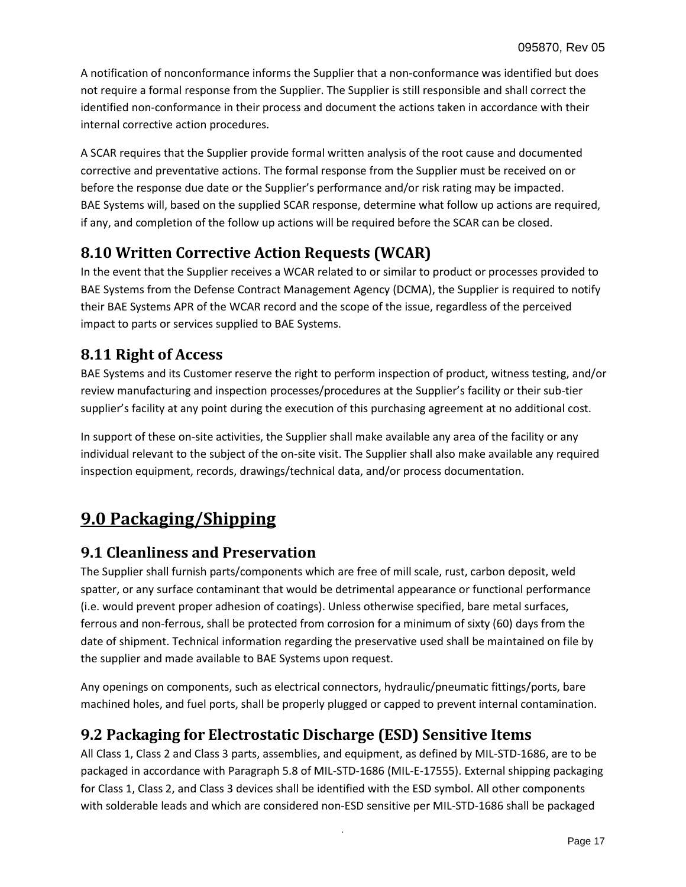A notification of nonconformance informs the Supplier that a non-conformance was identified but does not require a formal response from the Supplier. The Supplier is still responsible and shall correct the identified non-conformance in their process and document the actions taken in accordance with their internal corrective action procedures.

A SCAR requires that the Supplier provide formal written analysis of the root cause and documented corrective and preventative actions. The formal response from the Supplier must be received on or before the response due date or the Supplier's performance and/or risk rating may be impacted. BAE Systems will, based on the supplied SCAR response, determine what follow up actions are required, if any, and completion of the follow up actions will be required before the SCAR can be closed.

### 8.10 Written Corrective Action Requests (WCAR)

In the event that the Supplier receives a WCAR related to or similar to product or processes provided to BAE Systems from the Defense Contract Management Agency (DCMA), the Supplier is required to notify their BAE Systems APR of the WCAR record and the scope of the issue, regardless of the perceived impact to parts or services supplied to BAE Systems.

### 8.11 Right of Access

BAE Systems and its Customer reserve the right to perform inspection of product, witness testing, and/or review manufacturing and inspection processes/procedures at the Supplier's facility or their sub-tier supplier's facility at any point during the execution of this purchasing agreement at no additional cost.

In support of these on-site activities, the Supplier shall make available any area of the facility or any individual relevant to the subject of the on-site visit. The Supplier shall also make available any required inspection equipment, records, drawings/technical data, and/or process documentation.

## 9.0 Packaging/Shipping

### 9.1 Cleanliness and Preservation

The Supplier shall furnish parts/components which are free of mill scale, rust, carbon deposit, weld spatter, or any surface contaminant that would be detrimental appearance or functional performance (i.e. would prevent proper adhesion of coatings). Unless otherwise specified, bare metal surfaces, ferrous and non-ferrous, shall be protected from corrosion for a minimum of sixty (60) days from the date of shipment. Technical information regarding the preservative used shall be maintained on file by the supplier and made available to BAE Systems upon request.

Any openings on components, such as electrical connectors, hydraulic/pneumatic fittings/ports, bare machined holes, and fuel ports, shall be properly plugged or capped to prevent internal contamination.

### 9.2 Packaging for Electrostatic Discharge (ESD) Sensitive Items

All Class 1, Class 2 and Class 3 parts, assemblies, and equipment, as defined by MIL-STD-1686, are to be packaged in accordance with Paragraph 5.8 of MIL-STD-1686 (MIL-E-17555). External shipping packaging for Class 1, Class 2, and Class 3 devices shall be identified with the ESD symbol. All other components with solderable leads and which are considered non-ESD sensitive per MIL-STD-1686 shall be packaged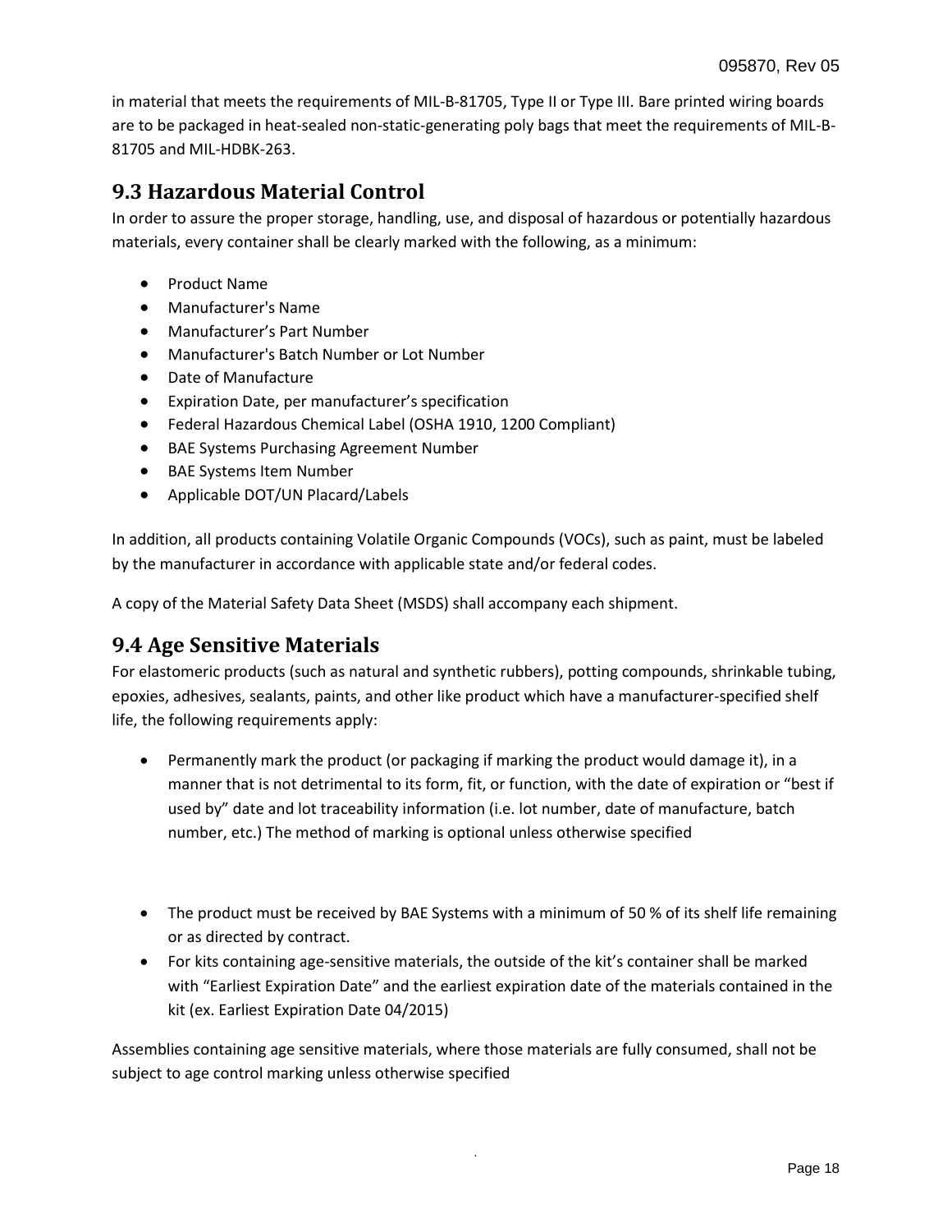in material that meets the requirements of MIL-B-81705, Type II or Type III. Bare printed wiring boards are to be packaged in heat-sealed non-static-generating poly bags that meet the requirements of MIL-B-81705 and MIL-HDBK-263.

## 9.3 Hazardous Material Control

In order to assure the proper storage, handling, use, and disposal of hazardous or potentially hazardous materials, every container shall be clearly marked with the following, as a minimum:

- Product Name
- Manufacturer's Name
- Manufacturer's Part Number
- Manufacturer's Batch Number or Lot Number
- Date of Manufacture
- Expiration Date, per manufacturer's specification
- Federal Hazardous Chemical Label (OSHA 1910, 1200 Compliant)
- BAE Systems Purchasing Agreement Number
- BAE Systems Item Number
- Applicable DOT/UN Placard/Labels

In addition, all products containing Volatile Organic Compounds (VOCs), such as paint, must be labeled by the manufacturer in accordance with applicable state and/or federal codes.

A copy of the Material Safety Data Sheet (MSDS) shall accompany each shipment.

## 9.4 Age Sensitive Materials

For elastomeric products (such as natural and synthetic rubbers), potting compounds, shrinkable tubing, epoxies, adhesives, sealants, paints, and other like product which have a manufacturer-specified shelf life, the following requirements apply:

- Permanently mark the product (or packaging if marking the product would damage it), in a manner that is not detrimental to its form, fit, or function, with the date of expiration or "best if used by" date and lot traceability information (i.e. lot number, date of manufacture, batch number, etc.) The method of marking is optional unless otherwise specified

- The product must be received by BAE Systems with a minimum of 50 % of its shelf life remaining or as directed by contract.
- For kits containing age-sensitive materials, the outside of the kit's container shall be marked with "Earliest Expiration Date" and the earliest expiration date of the materials contained in the kit (ex. Earliest Expiration Date 04/2015)

Assemblies containing age sensitive materials, where those materials are fully consumed, shall not be subject to age control marking unless otherwise specified